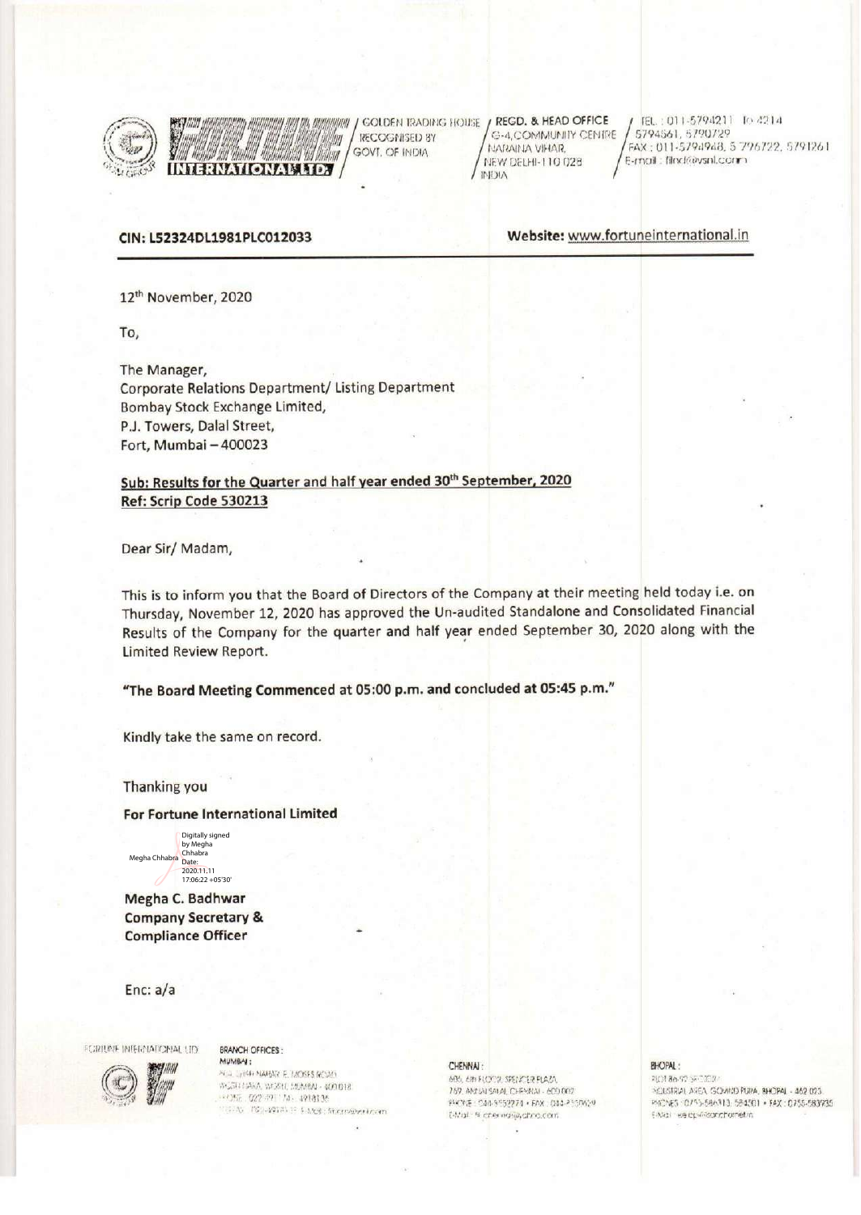**FORTUNE INTERNATIONAL LTD.**

GOLDEN TRADING HOUSE RECOGNISED BY GOVT. OF INDIA

REGD. & HEAD OFFICE
G-4, COMMUNITY CENTRE
NARAINA VIHAR,
NEW DELHI-110 028
INDIA

TEL.: 011-5794211 To 4214
5794561, 5790729
FAX: 011-5794948, 5796722, 5791261
E-mail: filnd@vsnl.com

**CIN: L52324DL1981PLC012033** **Website:** www.fortuneinternational.in

12th November, 2020

To,

The Manager,
Corporate Relations Department/ Listing Department
Bombay Stock Exchange Limited,
P.J. Towers, Dalal Street,
Fort, Mumbai – 400023

**Sub: Results for the Quarter and half year ended 30th September, 2020**
**Ref: Scrip Code 530213**

Dear Sir/ Madam,

This is to inform you that the Board of Directors of the Company at their meeting held today i.e. on Thursday, November 12, 2020 has approved the Un-audited Standalone and Consolidated Financial Results of the Company for the quarter and half year ended September 30, 2020 along with the Limited Review Report.

**"The Board Meeting Commenced at 05:00 p.m. and concluded at 05:45 p.m."**

Kindly take the same on record.

Thanking you

**For Fortune International Limited**

Megha Chhabra — Digitally signed by Megha Chhabra Date: 2020.11.11 17:06:22 +05'30'

**Megha C. Badhwar**
**Company Secretary &**
**Compliance Officer**

Enc: a/a

FORTUNE INTERNATIONAL LTD

BRANCH OFFICES:

MUMBAI:
... NAHAR E. MOSES ROAD, WORLI NAKA, WORLI, MUMBAI - 400 018
PHONE: 022-... FAX: 4918136

CHENNAI:
606, 6th FLOOR, SPENCER PLAZA, 769, ANNA SALAI, CHENNAI - 600 002
PHONE: 044-8552274 • FAX: 044-8550629

BHOPAL:
PLOT 86-92 SECTOR ... INDUSTRIAL AREA, GOVIND PURA, BHOPAL - 462 023
PHONES: 0755-586313, 584201 • FAX: 0755-583935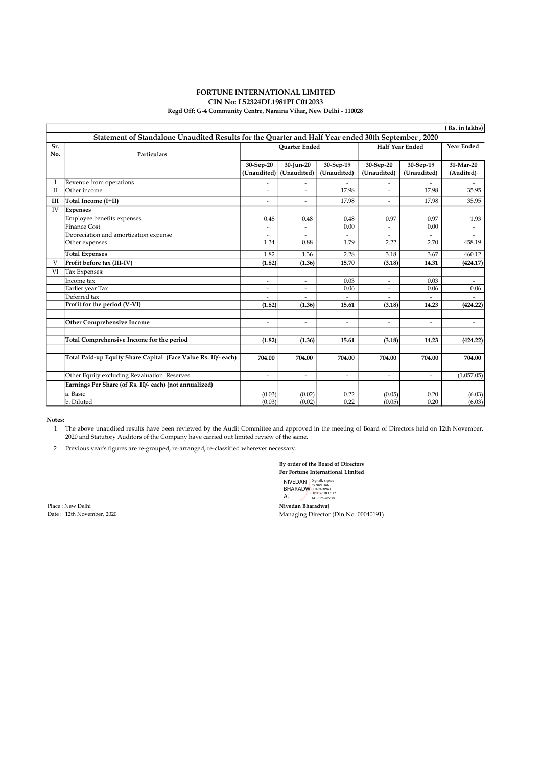**FORTUNE INTERNATIONAL LIMITED**
**CIN No: L52324DL1981PLC012033**
**Regd Off: G-4 Community Centre, Naraina Vihar, New Delhi - 110028**

(Rs. in lakhs)

**Statement of Standalone Unaudited Results for the Quarter and Half Year ended 30th September , 2020**

| Sr. No. | Particulars | Quarter Ended | | | Half Year Ended | | Year Ended |
|---|---|---|---|---|---|---|---|
| | | 30-Sep-20 (Unaudited) | 30-Jun-20 (Unaudited) | 30-Sep-19 (Unaudited) | 30-Sep-20 (Unaudited) | 30-Sep-19 (Unaudited) | 31-Mar-20 (Audited) |
| I | Revenue from operations | - | - | - | - | - | - |
| II | Other income | - | - | 17.98 | - | 17.98 | 35.95 |
| **III** | **Total Income (I+II)** | - | - | 17.98 | - | 17.98 | 35.95 |
| IV | **Expenses** | | | | | | |
| | Employee benefits expenses | 0.48 | 0.48 | 0.48 | 0.97 | 0.97 | 1.93 |
| | Finance Cost | - | - | 0.00 | - | 0.00 | - |
| | Depreciation and amortization expense | - | - | - | - | - | - |
| | Other expenses | 1.34 | 0.88 | 1.79 | 2.22 | 2.70 | 458.19 |
| | **Total Expenses** | 1.82 | 1.36 | 2.28 | 3.18 | 3.67 | 460.12 |
| V | **Profit before tax (III-IV)** | **(1.82)** | **(1.36)** | **15.70** | **(3.18)** | **14.31** | **(424.17)** |
| VI | Tax Expenses: | | | | | | |
| | Income tax | - | - | 0.03 | - | 0.03 | - |
| | Earlier year Tax | - | - | 0.06 | - | 0.06 | 0.06 |
| | Deferred tax | - | - | - | - | - | - |
| | **Profit for the period (V-VI)** | **(1.82)** | **(1.36)** | **15.61** | **(3.18)** | **14.23** | **(424.22)** |
| | | | | | | | |
| | **Other Comprehensive Income** | - | - | - | - | - | - |
| | | | | | | | |
| | **Total Comprehensive Income for the period** | **(1.82)** | **(1.36)** | **15.61** | **(3.18)** | **14.23** | **(424.22)** |
| | | | | | | | |
| | **Total Paid-up Equity Share Capital (Face Value Rs. 10/- each)** | **704.00** | **704.00** | **704.00** | **704.00** | **704.00** | **704.00** |
| | Other Equity excluding Revaluation Reserves | - | - | - | - | - | (1,057.05) |
| | **Earnings Per Share (of Rs. 10/- each) (not annualized)** | | | | | | |
| | a. Basic | (0.03) | (0.02) | 0.22 | (0.05) | 0.20 | (6.03) |
| | b. Diluted | (0.03) | (0.02) | 0.22 | (0.05) | 0.20 | (6.03) |

**Notes:**

1. The above unaudited results have been reviewed by the Audit Committee and approved in the meeting of Board of Directors held on 12th November, 2020 and Statutory Auditors of the Company have carried out limited review of the same.
2. Previous year's figures are re-grouped, re-arranged, re-classified wherever necessary.

**By order of the Board of Directors**
**For Fortune International Limited**

NIVEDAN BHARADWAJ (Digitally signed by NIVEDAN BHARADWAJ Date: 2020.11.12 14:38:26 +05'30')

Place : New Delhi
Date : 12th November, 2020

**Nivedan Bharadwaj**
Managing Director (Din No. 00040191)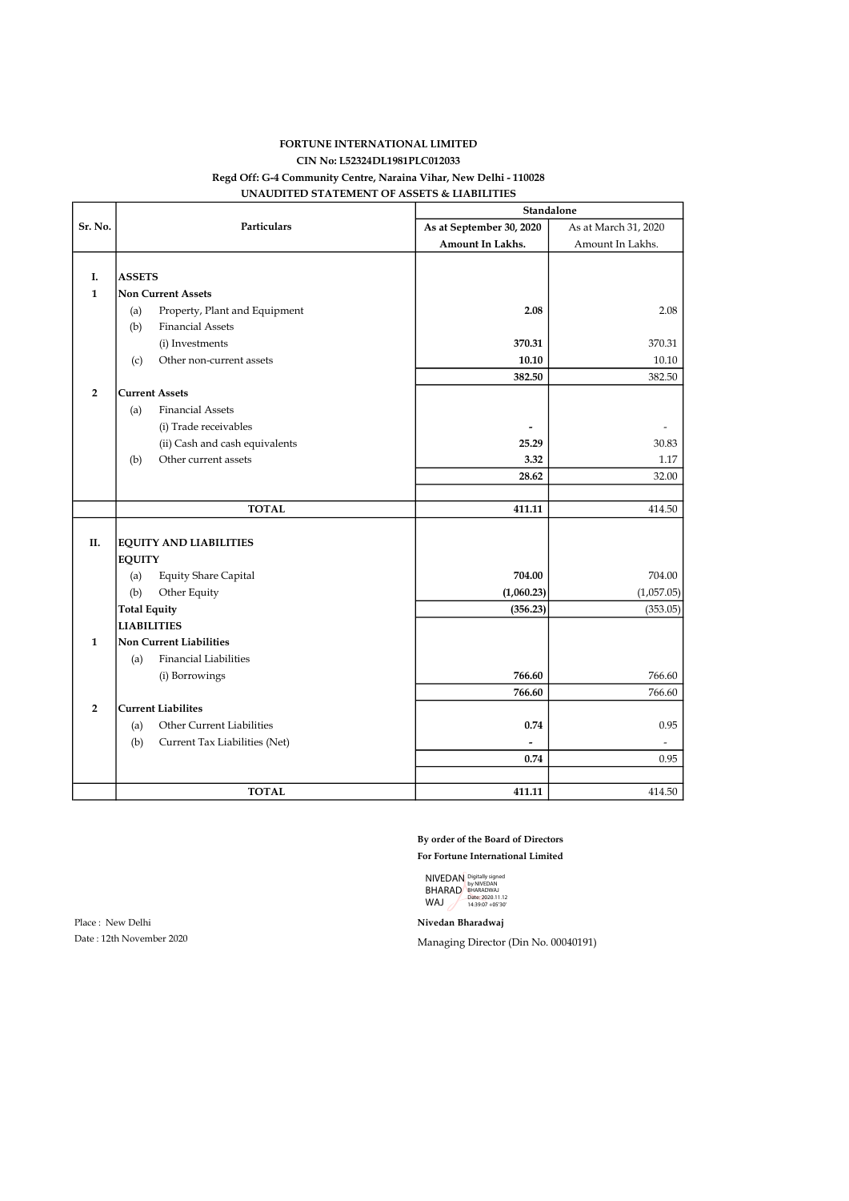**FORTUNE INTERNATIONAL LIMITED**

**CIN No: L52324DL1981PLC012033**

**Regd Off: G-4 Community Centre, Naraina Vihar, New Delhi - 110028**

**UNAUDITED STATEMENT OF ASSETS & LIABILITIES**

| Sr. No. | Particulars | Standalone | |
|---|---|---|---|
| | | As at September 30, 2020 | As at March 31, 2020 |
| | | Amount In Lakhs. | Amount In Lakhs. |
| **I.** | **ASSETS** | | |
| **1** | **Non Current Assets** | | |
| | (a) Property, Plant and Equipment | **2.08** | 2.08 |
| | (b) Financial Assets | | |
| | (i) Investments | **370.31** | 370.31 |
| | (c) Other non-current assets | **10.10** | 10.10 |
| | | **382.50** | 382.50 |
| **2** | **Current Assets** | | |
| | (a) Financial Assets | | |
| | (i) Trade receivables | **-** | - |
| | (ii) Cash and cash equivalents | **25.29** | 30.83 |
| | (b) Other current assets | **3.32** | 1.17 |
| | | **28.62** | 32.00 |
| | **TOTAL** | **411.11** | 414.50 |
| **II.** | **EQUITY AND LIABILITIES** | | |
| | **EQUITY** | | |
| | (a) Equity Share Capital | **704.00** | 704.00 |
| | (b) Other Equity | **(1,060.23)** | (1,057.05) |
| | **Total Equity** | **(356.23)** | (353.05) |
| | **LIABILITIES** | | |
| **1** | **Non Current Liabilities** | | |
| | (a) Financial Liabilities | | |
| | (i) Borrowings | **766.60** | 766.60 |
| | | **766.60** | 766.60 |
| **2** | **Current Liabilites** | | |
| | (a) Other Current Liabilities | **0.74** | 0.95 |
| | (b) Current Tax Liabilities (Net) | **-** | - |
| | | **0.74** | 0.95 |
| | **TOTAL** | **411.11** | 414.50 |

**By order of the Board of Directors**

**For Fortune International Limited**

NIVEDAN BHARADWAJ Digitally signed by NIVEDAN BHARADWAJ Date: 2020.11.12 14:39:07 +05'30'

**Nivedan Bharadwaj**

Managing Director (Din No. 00040191)

Place : New Delhi

Date : 12th November 2020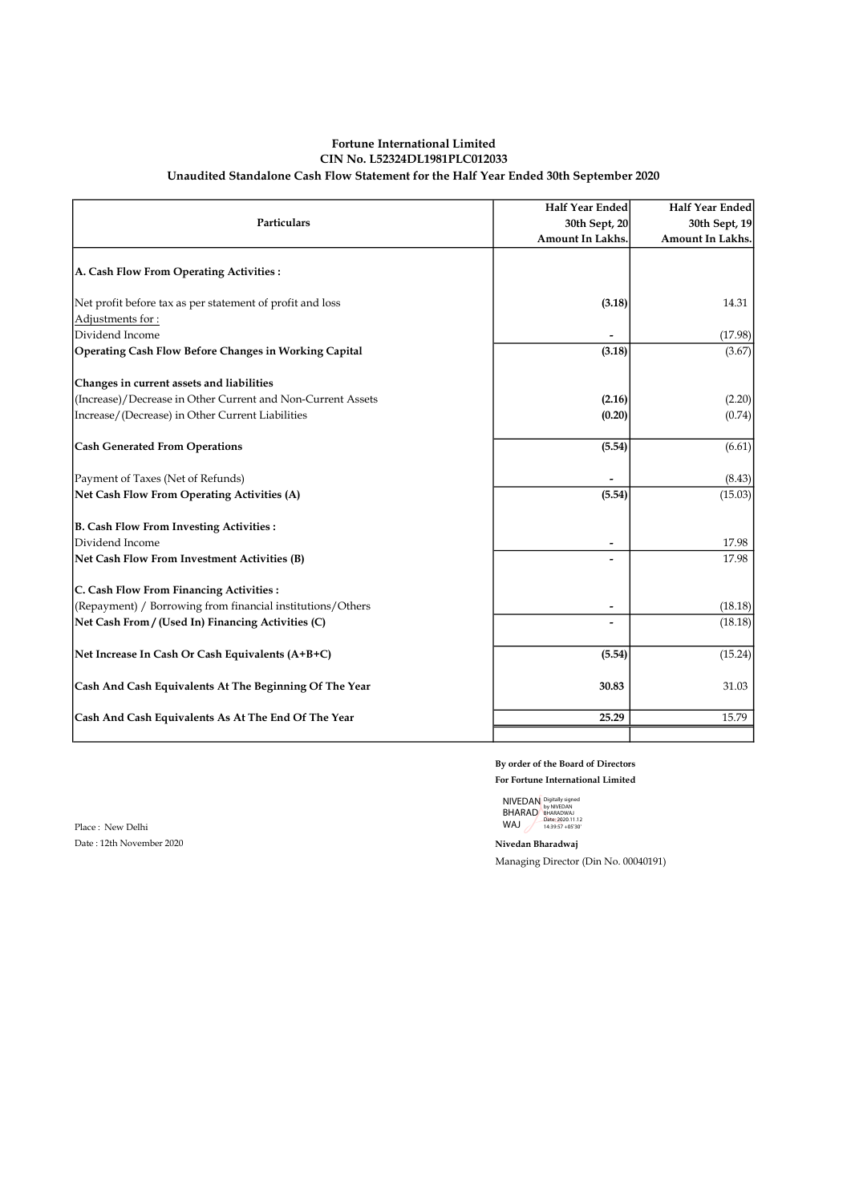**Fortune International Limited**
**CIN No. L52324DL1981PLC012033**
**Unaudited Standalone Cash Flow Statement for the Half Year Ended 30th September 2020**

| Particulars | Half Year Ended 30th Sept, 20 Amount In Lakhs. | Half Year Ended 30th Sept, 19 Amount In Lakhs. |
|---|---|---|
| **A. Cash Flow From Operating Activities :** | | |
| Net profit before tax as per statement of profit and loss | **(3.18)** | 14.31 |
| Adjustments for : | | |
| Dividend Income | **-** | (17.98) |
| **Operating Cash Flow Before Changes in Working Capital** | **(3.18)** | (3.67) |
| **Changes in current assets and liabilities** | | |
| (Increase)/Decrease in Other Current and Non-Current Assets | **(2.16)** | (2.20) |
| Increase/(Decrease) in Other Current Liabilities | **(0.20)** | (0.74) |
| **Cash Generated From Operations** | **(5.54)** | (6.61) |
| Payment of Taxes (Net of Refunds) | **-** | (8.43) |
| **Net Cash Flow From Operating Activities (A)** | **(5.54)** | (15.03) |
| **B. Cash Flow From Investing Activities :** | | |
| Dividend Income | **-** | 17.98 |
| **Net Cash Flow From Investment Activities (B)** | **-** | 17.98 |
| **C. Cash Flow From Financing Activities :** | | |
| (Repayment) / Borrowing from financial institutions/Others | **-** | (18.18) |
| **Net Cash From / (Used In) Financing Activities (C)** | **-** | (18.18) |
| **Net Increase In Cash Or Cash Equivalents (A+B+C)** | **(5.54)** | (15.24) |
| **Cash And Cash Equivalents At The Beginning Of The Year** | **30.83** | 31.03 |
| **Cash And Cash Equivalents As At The End Of The Year** | **25.29** | 15.79 |

**By order of the Board of Directors**
**For Fortune International Limited**

NIVEDAN BHARADWAJ — Digitally signed by NIVEDAN BHARADWAJ Date: 2020.11.12 14:39:57 +05'30'

Place : New Delhi
Date : 12th November 2020

**Nivedan Bharadwaj**
Managing Director (Din No. 00040191)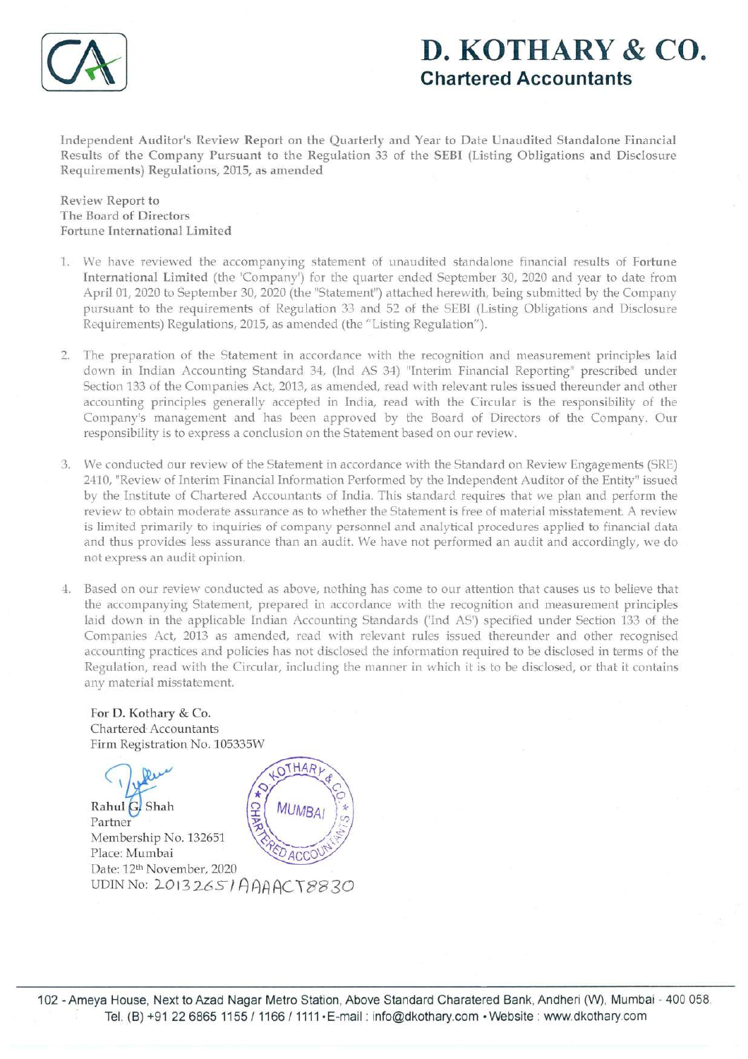# D. KOTHARY & CO.

## Chartered Accountants

Independent Auditor's Review Report on the Quarterly and Year to Date Unaudited Standalone Financial Results of the Company Pursuant to the Regulation 33 of the SEBI (Listing Obligations and Disclosure Requirements) Regulations, 2015, as amended

Review Report to
The Board of Directors
Fortune International Limited

1. We have reviewed the accompanying statement of unaudited standalone financial results of **Fortune International Limited** (the 'Company') for the quarter ended September 30, 2020 and year to date from April 01, 2020 to September 30, 2020 (the "Statement") attached herewith, being submitted by the Company pursuant to the requirements of Regulation 33 and 52 of the SEBI (Listing Obligations and Disclosure Requirements) Regulations, 2015, as amended (the "Listing Regulation").

2. The preparation of the Statement in accordance with the recognition and measurement principles laid down in Indian Accounting Standard 34, (Ind AS 34) "Interim Financial Reporting" prescribed under Section 133 of the Companies Act, 2013, as amended, read with relevant rules issued thereunder and other accounting principles generally accepted in India, read with the Circular is the responsibility of the Company's management and has been approved by the Board of Directors of the Company. Our responsibility is to express a conclusion on the Statement based on our review.

3. We conducted our review of the Statement in accordance with the Standard on Review Engagements (SRE) 2410, "Review of Interim Financial Information Performed by the Independent Auditor of the Entity" issued by the Institute of Chartered Accountants of India. This standard requires that we plan and perform the review to obtain moderate assurance as to whether the Statement is free of material misstatement. A review is limited primarily to inquiries of company personnel and analytical procedures applied to financial data and thus provides less assurance than an audit. We have not performed an audit and accordingly, we do not express an audit opinion.

4. Based on our review conducted as above, nothing has come to our attention that causes us to believe that the accompanying Statement, prepared in accordance with the recognition and measurement principles laid down in the applicable Indian Accounting Standards ('Ind AS') specified under Section 133 of the Companies Act, 2013 as amended, read with relevant rules issued thereunder and other recognised accounting practices and policies has not disclosed the information required to be disclosed in terms of the Regulation, read with the Circular, including the manner in which it is to be disclosed, or that it contains any material misstatement.

For D. Kothary & Co.
Chartered Accountants
Firm Registration No. 105335W

Rahul G. Shah
Partner
Membership No. 132651
Place: Mumbai
Date: 12th November, 2020
UDIN No: 20132651AAAACT8830

102 - Ameya House, Next to Azad Nagar Metro Station, Above Standard Charatered Bank, Andheri (W), Mumbai - 400 058.
Tel. (B) +91 22 6865 1155 / 1166 / 1111 • E-mail : info@dkothary.com • Website : www.dkothary.com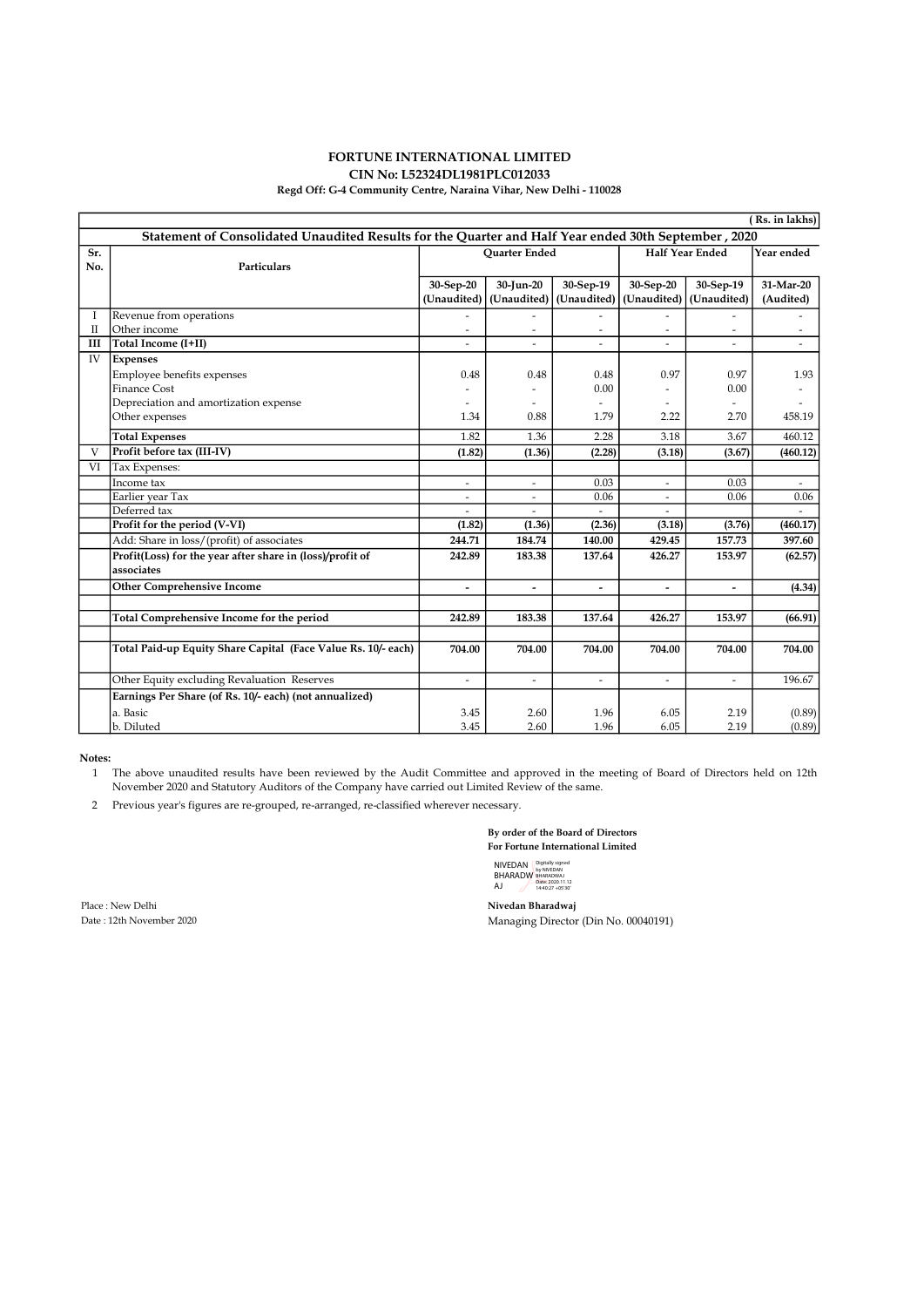**FORTUNE INTERNATIONAL LIMITED**
**CIN No: L52324DL1981PLC012033**
**Regd Off: G-4 Community Centre, Naraina Vihar, New Delhi - 110028**

( Rs. in lakhs)

**Statement of Consolidated Unaudited Results for the Quarter and Half Year ended 30th September , 2020**

| Sr. No. | Particulars | Quarter Ended | | | Half Year Ended | | Year ended |
|---|---|---|---|---|---|---|---|
| | | 30-Sep-20 (Unaudited) | 30-Jun-20 (Unaudited) | 30-Sep-19 (Unaudited) | 30-Sep-20 (Unaudited) | 30-Sep-19 (Unaudited) | 31-Mar-20 (Audited) |
| I | Revenue from operations | - | - | - | - | - | - |
| II | Other income | - | - | - | - | - | - |
| **III** | **Total Income (I+II)** | - | - | - | - | - | - |
| IV | **Expenses** | | | | | | |
| | Employee benefits expenses | 0.48 | 0.48 | 0.48 | 0.97 | 0.97 | 1.93 |
| | Finance Cost | - | - | 0.00 | - | 0.00 | - |
| | Depreciation and amortization expense | - | - | - | - | - | - |
| | Other expenses | 1.34 | 0.88 | 1.79 | 2.22 | 2.70 | 458.19 |
| | **Total Expenses** | 1.82 | 1.36 | 2.28 | 3.18 | 3.67 | 460.12 |
| V | **Profit before tax (III-IV)** | **(1.82)** | **(1.36)** | **(2.28)** | **(3.18)** | **(3.67)** | **(460.12)** |
| VI | Tax Expenses: | | | | | | |
| | Income tax | - | - | 0.03 | - | 0.03 | - |
| | Earlier year Tax | - | - | 0.06 | - | 0.06 | 0.06 |
| | Deferred tax | - | - | - | - | | - |
| | **Profit for the period (V-VI)** | **(1.82)** | **(1.36)** | **(2.36)** | **(3.18)** | **(3.76)** | **(460.17)** |
| | Add: Share in loss/(profit) of associates | **244.71** | **184.74** | **140.00** | **429.45** | **157.73** | **397.60** |
| | **Profit(Loss) for the year after share in (loss)/profit of associates** | **242.89** | **183.38** | **137.64** | **426.27** | **153.97** | **(62.57)** |
| | **Other Comprehensive Income** | - | - | - | - | - | **(4.34)** |
| | | | | | | | |
| | **Total Comprehensive Income for the period** | **242.89** | **183.38** | **137.64** | **426.27** | **153.97** | **(66.91)** |
| | | | | | | | |
| | **Total Paid-up Equity Share Capital (Face Value Rs. 10/- each)** | **704.00** | **704.00** | **704.00** | **704.00** | **704.00** | **704.00** |
| | Other Equity excluding Revaluation Reserves | - | - | - | - | - | 196.67 |
| | **Earnings Per Share (of Rs. 10/- each) (not annualized)** | | | | | | |
| | a. Basic | 3.45 | 2.60 | 1.96 | 6.05 | 2.19 | (0.89) |
| | b. Diluted | 3.45 | 2.60 | 1.96 | 6.05 | 2.19 | (0.89) |

**Notes:**

1. The above unaudited results have been reviewed by the Audit Committee and approved in the meeting of Board of Directors held on 12th November 2020 and Statutory Auditors of the Company have carried out Limited Review of the same.
2. Previous year's figures are re-grouped, re-arranged, re-classified wherever necessary.

**By order of the Board of Directors**
**For Fortune International Limited**

NIVEDAN BHARADWAJ — Digitally signed by NIVEDAN BHARADWAJ Date: 2020.11.12 14:40:27 +05'30'

Place : New Delhi
Date : 12th November 2020

**Nivedan Bharadwaj**
Managing Director (Din No. 00040191)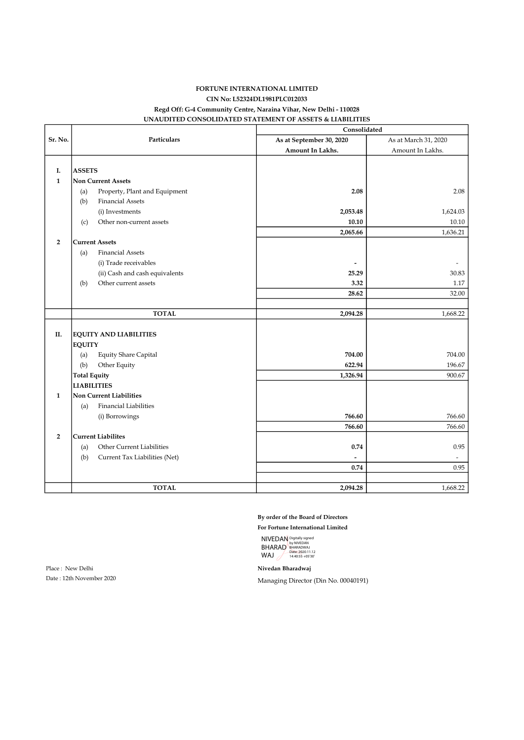**FORTUNE INTERNATIONAL LIMITED**

**CIN No: L52324DL1981PLC012033**

**Regd Off: G-4 Community Centre, Naraina Vihar, New Delhi - 110028**

**UNAUDITED CONSOLIDATED STATEMENT OF ASSETS & LIABILITIES**

| Sr. No. | Particulars | Consolidated | |
|---|---|---|---|
| | | **As at September 30, 2020** | As at March 31, 2020 |
| | | **Amount In Lakhs.** | Amount In Lakhs. |
| **I.** | **ASSETS** | | |
| **1** | **Non Current Assets** | | |
| | (a) Property, Plant and Equipment | **2.08** | 2.08 |
| | (b) Financial Assets | | |
| | (i) Investments | **2,053.48** | 1,624.03 |
| | (c) Other non-current assets | **10.10** | 10.10 |
| | | **2,065.66** | 1,636.21 |
| **2** | **Current Assets** | | |
| | (a) Financial Assets | | |
| | (i) Trade receivables | **-** | - |
| | (ii) Cash and cash equivalents | **25.29** | 30.83 |
| | (b) Other current assets | **3.32** | 1.17 |
| | | **28.62** | 32.00 |
| | **TOTAL** | **2,094.28** | 1,668.22 |
| **II.** | **EQUITY AND LIABILITIES** | | |
| | **EQUITY** | | |
| | (a) Equity Share Capital | **704.00** | 704.00 |
| | (b) Other Equity | **622.94** | 196.67 |
| | **Total Equity** | **1,326.94** | 900.67 |
| | **LIABILITIES** | | |
| **1** | **Non Current Liabilities** | | |
| | (a) Financial Liabilities | | |
| | (i) Borrowings | **766.60** | 766.60 |
| | | **766.60** | 766.60 |
| **2** | **Current Liabilites** | | |
| | (a) Other Current Liabilities | **0.74** | 0.95 |
| | (b) Current Tax Liabilities (Net) | **-** | - |
| | | **0.74** | 0.95 |
| | **TOTAL** | **2,094.28** | 1,668.22 |

**By order of the Board of Directors**

**For Fortune International Limited**

NIVEDAN BHARADWAJ (Digitally signed by NIVEDAN BHARADWAJ Date: 2020.11.12 14:40:55 +05'30')

**Nivedan Bharadwaj**

Managing Director (Din No. 00040191)

Place : New Delhi

Date : 12th November 2020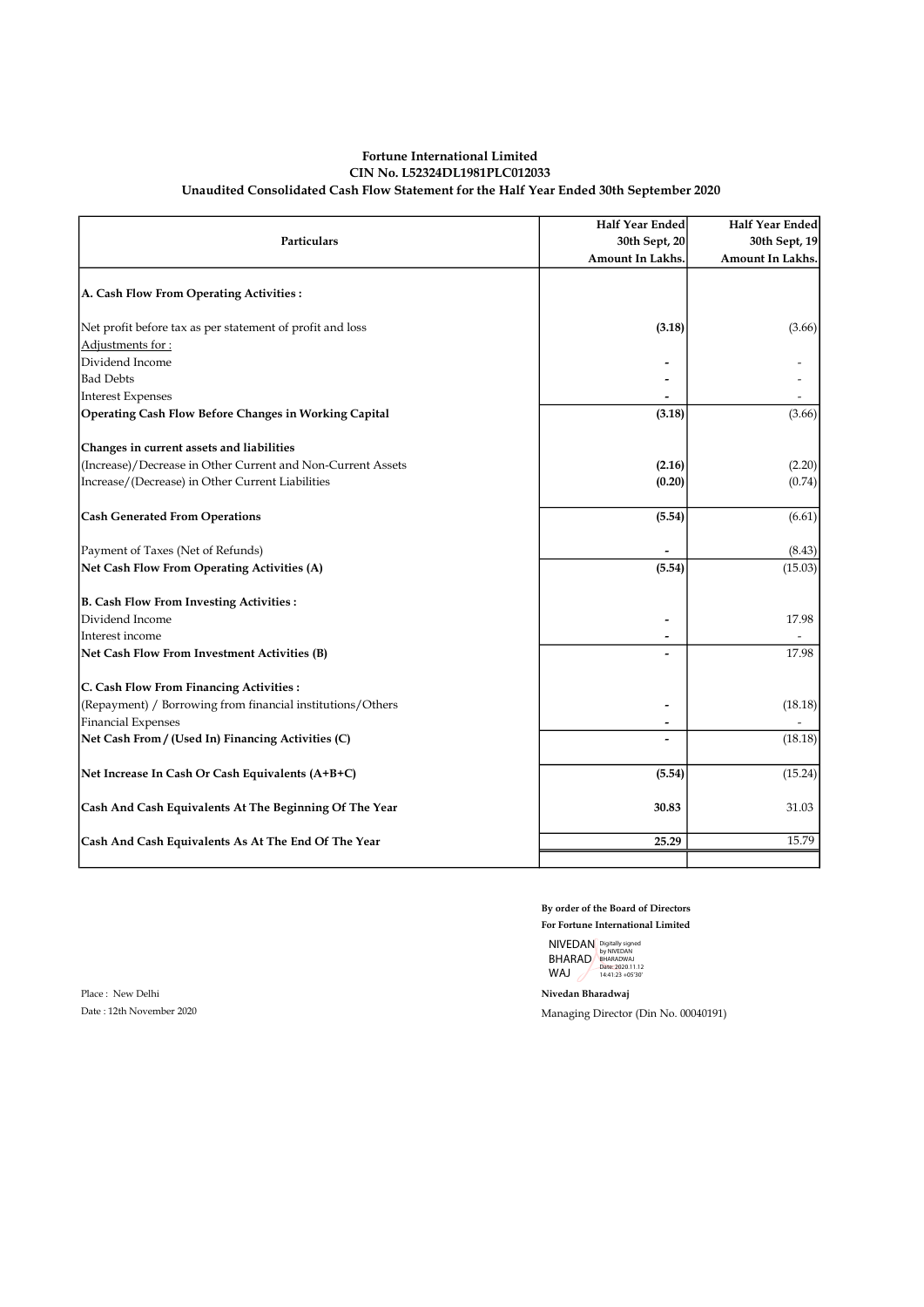**Fortune International Limited**

**CIN No. L52324DL1981PLC012033**

**Unaudited Consolidated Cash Flow Statement for the Half Year Ended 30th September 2020**

| Particulars | Half Year Ended 30th Sept, 20 Amount In Lakhs. | Half Year Ended 30th Sept, 19 Amount In Lakhs. |
|---|---|---|
| **A. Cash Flow From Operating Activities :** | | |
| Net profit before tax as per statement of profit and loss | **(3.18)** | (3.66) |
| Adjustments for : | | |
| Dividend Income | **-** | - |
| Bad Debts | **-** | - |
| Interest Expenses | **-** | - |
| **Operating Cash Flow Before Changes in Working Capital** | **(3.18)** | (3.66) |
| **Changes in current assets and liabilities** | | |
| (Increase)/Decrease in Other Current and Non-Current Assets | **(2.16)** | (2.20) |
| Increase/(Decrease) in Other Current Liabilities | **(0.20)** | (0.74) |
| **Cash Generated From Operations** | **(5.54)** | (6.61) |
| Payment of Taxes (Net of Refunds) | **-** | (8.43) |
| **Net Cash Flow From Operating Activities (A)** | **(5.54)** | (15.03) |
| **B. Cash Flow From Investing Activities :** | | |
| Dividend Income | **-** | 17.98 |
| Interest income | **-** | - |
| **Net Cash Flow From Investment Activities (B)** | **-** | 17.98 |
| **C. Cash Flow From Financing Activities :** | | |
| (Repayment) / Borrowing from financial institutions/Others | **-** | (18.18) |
| Financial Expenses | **-** | - |
| **Net Cash From / (Used In) Financing Activities (C)** | **-** | (18.18) |
| **Net Increase In Cash Or Cash Equivalents (A+B+C)** | **(5.54)** | (15.24) |
| **Cash And Cash Equivalents At The Beginning Of The Year** | **30.83** | 31.03 |
| **Cash And Cash Equivalents As At The End Of The Year** | **25.29** | 15.79 |

**By order of the Board of Directors**

**For Fortune International Limited**

NIVEDAN BHARADWAJ Digitally signed by NIVEDAN BHARADWAJ Date: 2020.11.12 14:41:23 +05'30'

Place : New Delhi

Date : 12th November 2020

**Nivedan Bharadwaj**

Managing Director (Din No. 00040191)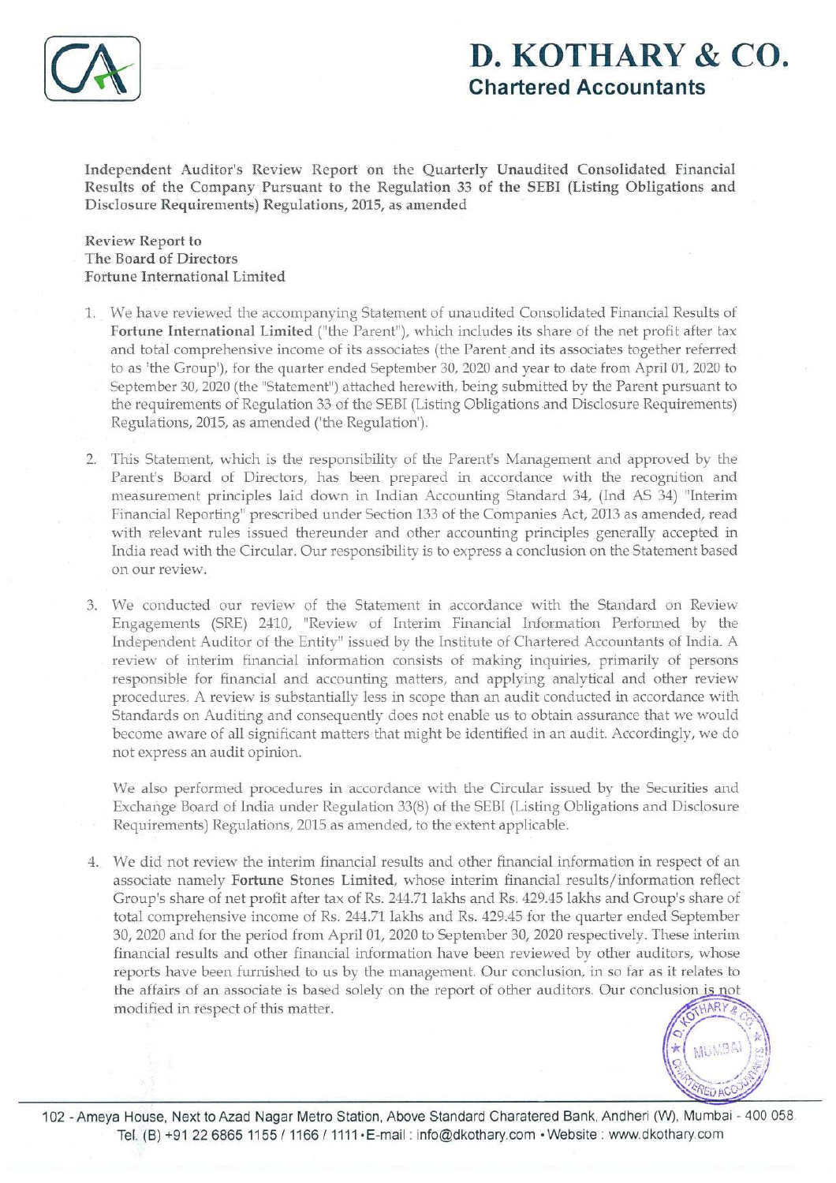# D. KOTHARY & CO.

**Chartered Accountants**

**Independent Auditor's Review Report on the Quarterly Unaudited Consolidated Financial Results of the Company Pursuant to the Regulation 33 of the SEBI (Listing Obligations and Disclosure Requirements) Regulations, 2015, as amended**

**Review Report to**
**The Board of Directors**
**Fortune International Limited**

1. We have reviewed the accompanying Statement of unaudited Consolidated Financial Results of **Fortune International Limited** ("the Parent"), which includes its share of the net profit after tax and total comprehensive income of its associates (the Parent and its associates together referred to as 'the Group'), for the quarter ended September 30, 2020 and year to date from April 01, 2020 to September 30, 2020 (the "Statement") attached herewith, being submitted by the Parent pursuant to the requirements of Regulation 33 of the SEBI (Listing Obligations and Disclosure Requirements) Regulations, 2015, as amended ('the Regulation').

2. This Statement, which is the responsibility of the Parent's Management and approved by the Parent's Board of Directors, has been prepared in accordance with the recognition and measurement principles laid down in Indian Accounting Standard 34, (Ind AS 34) "Interim Financial Reporting" prescribed under Section 133 of the Companies Act, 2013 as amended, read with relevant rules issued thereunder and other accounting principles generally accepted in India read with the Circular. Our responsibility is to express a conclusion on the Statement based on our review.

3. We conducted our review of the Statement in accordance with the Standard on Review Engagements (SRE) 2410, "Review of Interim Financial Information Performed by the Independent Auditor of the Entity" issued by the Institute of Chartered Accountants of India. A review of interim financial information consists of making inquiries, primarily of persons responsible for financial and accounting matters, and applying analytical and other review procedures. A review is substantially less in scope than an audit conducted in accordance with Standards on Auditing and consequently does not enable us to obtain assurance that we would become aware of all significant matters that might be identified in an audit. Accordingly, we do not express an audit opinion.

   We also performed procedures in accordance with the Circular issued by the Securities and Exchange Board of India under Regulation 33(8) of the SEBI (Listing Obligations and Disclosure Requirements) Regulations, 2015 as amended, to the extent applicable.

4. We did not review the interim financial results and other financial information in respect of an associate namely **Fortune Stones Limited**, whose interim financial results/information reflect Group's share of net profit after tax of Rs. 244.71 lakhs and Rs. 429.45 lakhs and Group's share of total comprehensive income of Rs. 244.71 lakhs and Rs. 429.45 for the quarter ended September 30, 2020 and for the period from April 01, 2020 to September 30, 2020 respectively. These interim financial results and other financial information have been reviewed by other auditors, whose reports have been furnished to us by the management. Our conclusion, in so far as it relates to the affairs of an associate is based solely on the report of other auditors. Our conclusion is not modified in respect of this matter.

102 - Ameya House, Next to Azad Nagar Metro Station, Above Standard Charatered Bank, Andheri (W), Mumbai - 400 058.
Tel. (B) +91 22 6865 1155 / 1166 / 1111 • E-mail : info@dkothary.com • Website : www.dkothary.com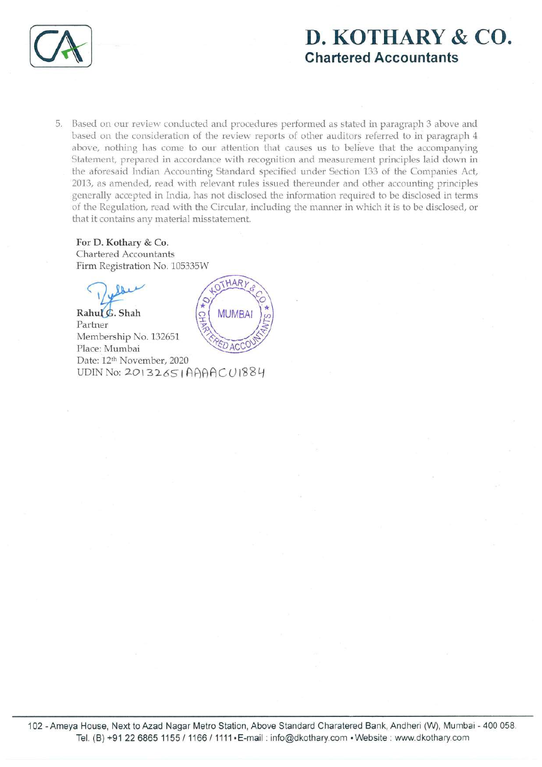# D. KOTHARY & CO.
## Chartered Accountants

5. Based on our review conducted and procedures performed as stated in paragraph 3 above and based on the consideration of the review reports of other auditors referred to in paragraph 4 above, nothing has come to our attention that causes us to believe that the accompanying Statement, prepared in accordance with recognition and measurement principles laid down in the aforesaid Indian Accounting Standard specified under Section 133 of the Companies Act, 2013, as amended, read with relevant rules issued thereunder and other accounting principles generally accepted in India, has not disclosed the information required to be disclosed in terms of the Regulation, read with the Circular, including the manner in which it is to be disclosed, or that it contains any material misstatement.

**For D. Kothary & Co.**
Chartered Accountants
Firm Registration No. 105335W

**Rahul G. Shah**
Partner
Membership No. 132651
Place: Mumbai
Date: 12th November, 2020
UDIN No: 20132651AAAACU1884

102 - Ameya House, Next to Azad Nagar Metro Station, Above Standard Charatered Bank, Andheri (W), Mumbai - 400 058.
Tel. (B) +91 22 6865 1155 / 1166 / 1111 • E-mail : info@dkothary.com • Website : www.dkothary.com